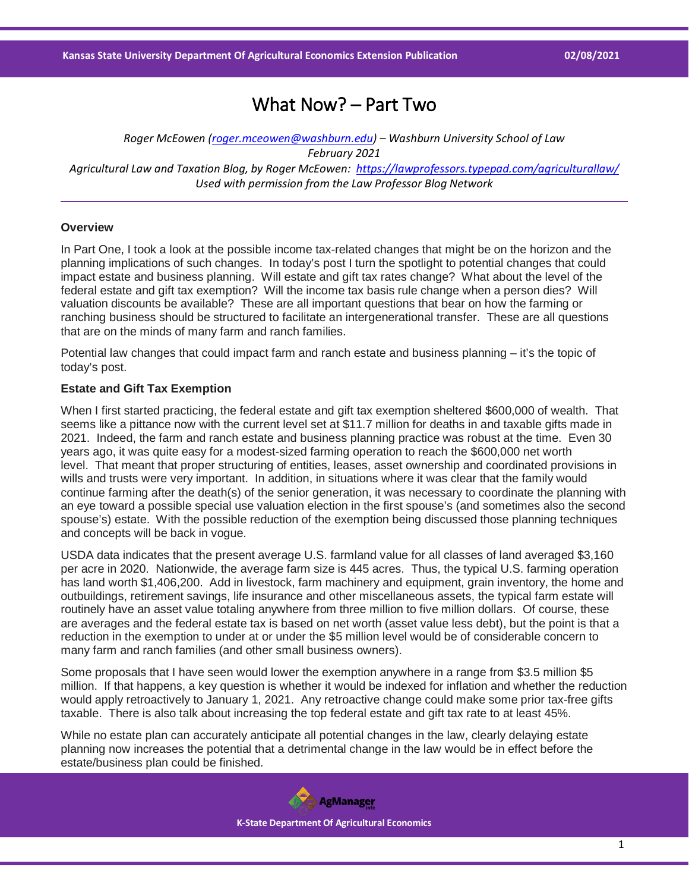# What Now? – Part Two

*Roger McEowen (roger.mceowen@washburn.edu) – Washburn University School of Law*
*February 2021*
*Agricultural Law and Taxation Blog, by Roger McEowen: https://lawprofessors.typepad.com/agriculturallaw/*
*Used with permission from the Law Professor Blog Network*

**Overview**

In Part One, I took a look at the possible income tax-related changes that might be on the horizon and the planning implications of such changes. In today's post I turn the spotlight to potential changes that could impact estate and business planning. Will estate and gift tax rates change? What about the level of the federal estate and gift tax exemption? Will the income tax basis rule change when a person dies? Will valuation discounts be available? These are all important questions that bear on how the farming or ranching business should be structured to facilitate an intergenerational transfer. These are all questions that are on the minds of many farm and ranch families.

Potential law changes that could impact farm and ranch estate and business planning – it's the topic of today's post.

**Estate and Gift Tax Exemption**

When I first started practicing, the federal estate and gift tax exemption sheltered $600,000 of wealth. That seems like a pittance now with the current level set at $11.7 million for deaths in and taxable gifts made in 2021. Indeed, the farm and ranch estate and business planning practice was robust at the time. Even 30 years ago, it was quite easy for a modest-sized farming operation to reach the $600,000 net worth level. That meant that proper structuring of entities, leases, asset ownership and coordinated provisions in wills and trusts were very important. In addition, in situations where it was clear that the family would continue farming after the death(s) of the senior generation, it was necessary to coordinate the planning with an eye toward a possible special use valuation election in the first spouse's (and sometimes also the second spouse's) estate. With the possible reduction of the exemption being discussed those planning techniques and concepts will be back in vogue.

USDA data indicates that the present average U.S. farmland value for all classes of land averaged $3,160 per acre in 2020. Nationwide, the average farm size is 445 acres. Thus, the typical U.S. farming operation has land worth $1,406,200. Add in livestock, farm machinery and equipment, grain inventory, the home and outbuildings, retirement savings, life insurance and other miscellaneous assets, the typical farm estate will routinely have an asset value totaling anywhere from three million to five million dollars. Of course, these are averages and the federal estate tax is based on net worth (asset value less debt), but the point is that a reduction in the exemption to under at or under the $5 million level would be of considerable concern to many farm and ranch families (and other small business owners).

Some proposals that I have seen would lower the exemption anywhere in a range from $3.5 million $5 million. If that happens, a key question is whether it would be indexed for inflation and whether the reduction would apply retroactively to January 1, 2021. Any retroactive change could make some prior tax-free gifts taxable. There is also talk about increasing the top federal estate and gift tax rate to at least 45%.

While no estate plan can accurately anticipate all potential changes in the law, clearly delaying estate planning now increases the potential that a detrimental change in the law would be in effect before the estate/business plan could be finished.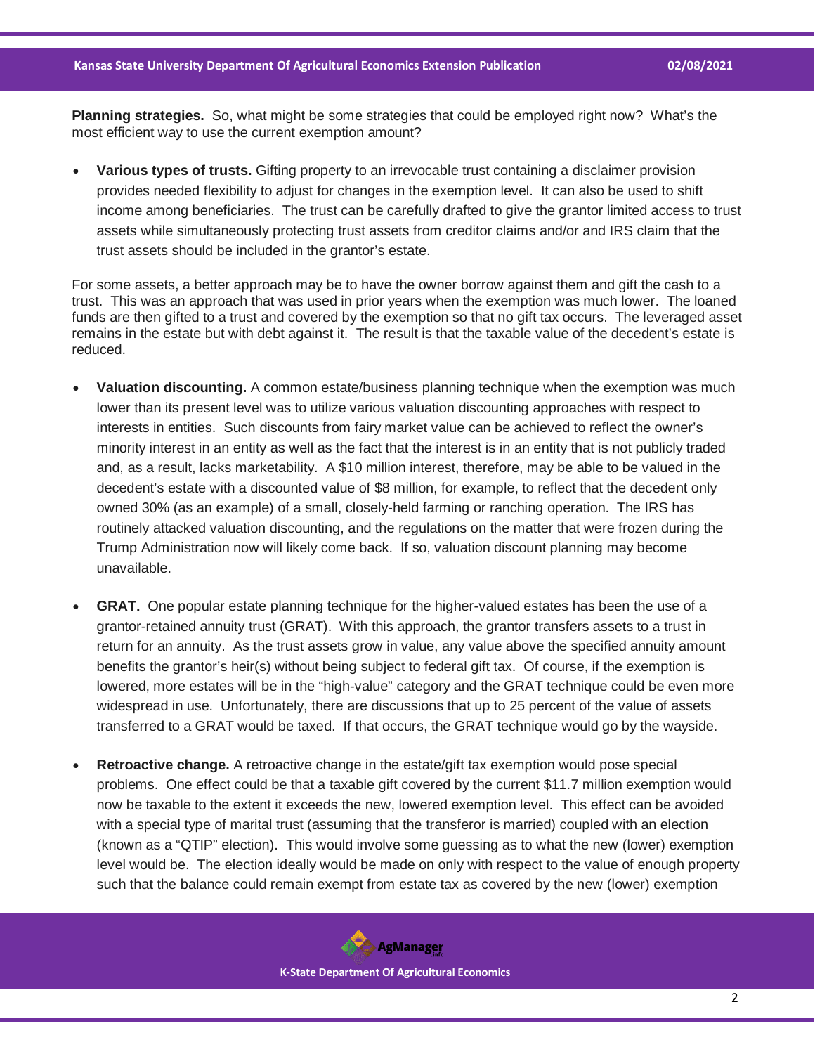**Planning strategies.** So, what might be some strategies that could be employed right now? What's the most efficient way to use the current exemption amount?

- **Various types of trusts.** Gifting property to an irrevocable trust containing a disclaimer provision provides needed flexibility to adjust for changes in the exemption level. It can also be used to shift income among beneficiaries. The trust can be carefully drafted to give the grantor limited access to trust assets while simultaneously protecting trust assets from creditor claims and/or and IRS claim that the trust assets should be included in the grantor's estate.

For some assets, a better approach may be to have the owner borrow against them and gift the cash to a trust. This was an approach that was used in prior years when the exemption was much lower. The loaned funds are then gifted to a trust and covered by the exemption so that no gift tax occurs. The leveraged asset remains in the estate but with debt against it. The result is that the taxable value of the decedent's estate is reduced.

- **Valuation discounting.** A common estate/business planning technique when the exemption was much lower than its present level was to utilize various valuation discounting approaches with respect to interests in entities. Such discounts from fairy market value can be achieved to reflect the owner's minority interest in an entity as well as the fact that the interest is in an entity that is not publicly traded and, as a result, lacks marketability. A $10 million interest, therefore, may be able to be valued in the decedent's estate with a discounted value of $8 million, for example, to reflect that the decedent only owned 30% (as an example) of a small, closely-held farming or ranching operation. The IRS has routinely attacked valuation discounting, and the regulations on the matter that were frozen during the Trump Administration now will likely come back. If so, valuation discount planning may become unavailable.

- **GRAT.** One popular estate planning technique for the higher-valued estates has been the use of a grantor-retained annuity trust (GRAT). With this approach, the grantor transfers assets to a trust in return for an annuity. As the trust assets grow in value, any value above the specified annuity amount benefits the grantor's heir(s) without being subject to federal gift tax. Of course, if the exemption is lowered, more estates will be in the "high-value" category and the GRAT technique could be even more widespread in use. Unfortunately, there are discussions that up to 25 percent of the value of assets transferred to a GRAT would be taxed. If that occurs, the GRAT technique would go by the wayside.

- **Retroactive change.** A retroactive change in the estate/gift tax exemption would pose special problems. One effect could be that a taxable gift covered by the current $11.7 million exemption would now be taxable to the extent it exceeds the new, lowered exemption level. This effect can be avoided with a special type of marital trust (assuming that the transferor is married) coupled with an election (known as a "QTIP" election). This would involve some guessing as to what the new (lower) exemption level would be. The election ideally would be made on only with respect to the value of enough property such that the balance could remain exempt from estate tax as covered by the new (lower) exemption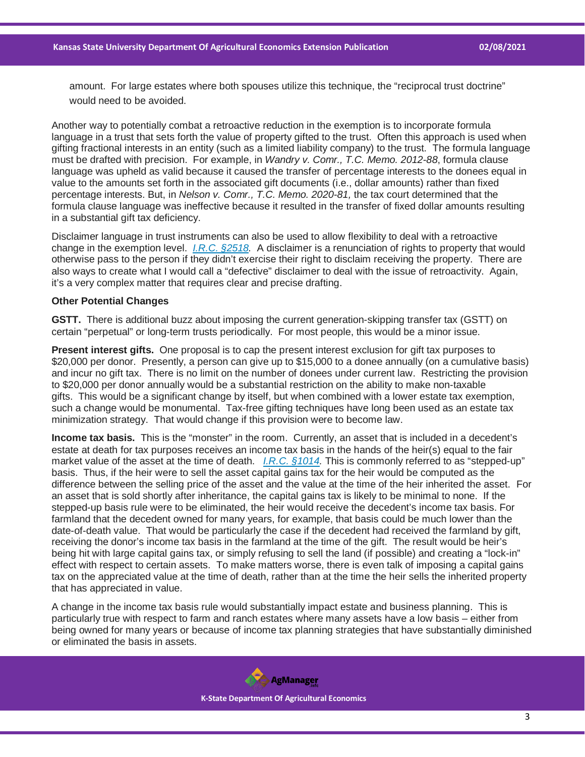amount. For large estates where both spouses utilize this technique, the "reciprocal trust doctrine" would need to be avoided.

Another way to potentially combat a retroactive reduction in the exemption is to incorporate formula language in a trust that sets forth the value of property gifted to the trust. Often this approach is used when gifting fractional interests in an entity (such as a limited liability company) to the trust. The formula language must be drafted with precision. For example, in *Wandry v. Comr., T.C. Memo. 2012-88*, formula clause language was upheld as valid because it caused the transfer of percentage interests to the donees equal in value to the amounts set forth in the associated gift documents (i.e., dollar amounts) rather than fixed percentage interests. But, in *Nelson v. Comr., T.C. Memo. 2020-81,* the tax court determined that the formula clause language was ineffective because it resulted in the transfer of fixed dollar amounts resulting in a substantial gift tax deficiency.

Disclaimer language in trust instruments can also be used to allow flexibility to deal with a retroactive change in the exemption level. *I.R.C. §2518*. A disclaimer is a renunciation of rights to property that would otherwise pass to the person if they didn't exercise their right to disclaim receiving the property. There are also ways to create what I would call a "defective" disclaimer to deal with the issue of retroactivity. Again, it's a very complex matter that requires clear and precise drafting.

**Other Potential Changes**

**GSTT.** There is additional buzz about imposing the current generation-skipping transfer tax (GSTT) on certain "perpetual" or long-term trusts periodically. For most people, this would be a minor issue.

**Present interest gifts.** One proposal is to cap the present interest exclusion for gift tax purposes to \$20,000 per donor. Presently, a person can give up to \$15,000 to a donee annually (on a cumulative basis) and incur no gift tax. There is no limit on the number of donees under current law. Restricting the provision to \$20,000 per donor annually would be a substantial restriction on the ability to make non-taxable gifts. This would be a significant change by itself, but when combined with a lower estate tax exemption, such a change would be monumental. Tax-free gifting techniques have long been used as an estate tax minimization strategy. That would change if this provision were to become law.

**Income tax basis.** This is the "monster" in the room. Currently, an asset that is included in a decedent's estate at death for tax purposes receives an income tax basis in the hands of the heir(s) equal to the fair market value of the asset at the time of death. *I.R.C. §1014.* This is commonly referred to as "stepped-up" basis. Thus, if the heir were to sell the asset capital gains tax for the heir would be computed as the difference between the selling price of the asset and the value at the time of the heir inherited the asset. For an asset that is sold shortly after inheritance, the capital gains tax is likely to be minimal to none. If the stepped-up basis rule were to be eliminated, the heir would receive the decedent's income tax basis. For farmland that the decedent owned for many years, for example, that basis could be much lower than the date-of-death value. That would be particularly the case if the decedent had received the farmland by gift, receiving the donor's income tax basis in the farmland at the time of the gift. The result would be heir's being hit with large capital gains tax, or simply refusing to sell the land (if possible) and creating a "lock-in" effect with respect to certain assets. To make matters worse, there is even talk of imposing a capital gains tax on the appreciated value at the time of death, rather than at the time the heir sells the inherited property that has appreciated in value.

A change in the income tax basis rule would substantially impact estate and business planning. This is particularly true with respect to farm and ranch estates where many assets have a low basis – either from being owned for many years or because of income tax planning strategies that have substantially diminished or eliminated the basis in assets.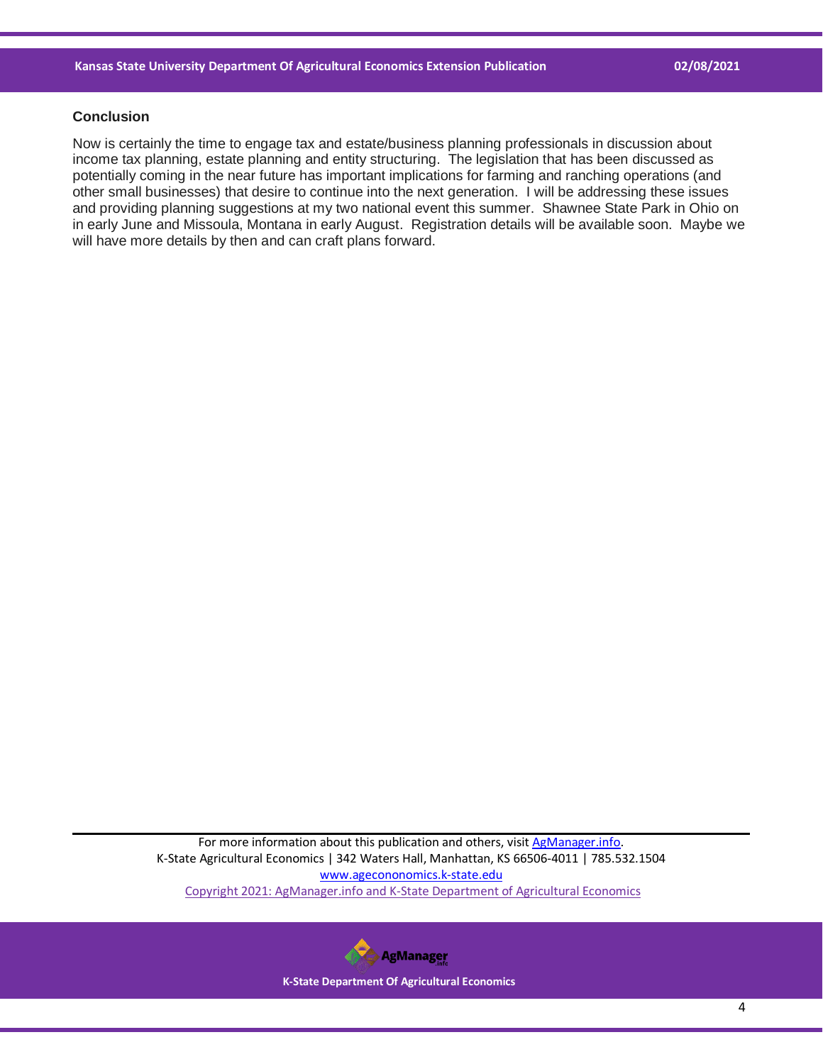## Conclusion

Now is certainly the time to engage tax and estate/business planning professionals in discussion about income tax planning, estate planning and entity structuring. The legislation that has been discussed as potentially coming in the near future has important implications for farming and ranching operations (and other small businesses) that desire to continue into the next generation. I will be addressing these issues and providing planning suggestions at my two national event this summer. Shawnee State Park in Ohio on in early June and Missoula, Montana in early August. Registration details will be available soon. Maybe we will have more details by then and can craft plans forward.